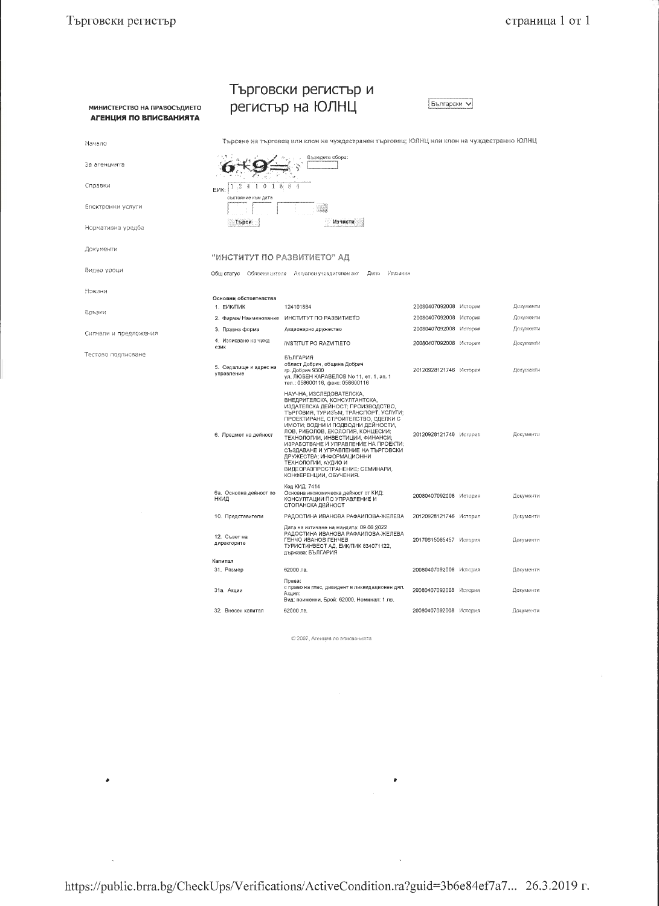МИНИСТЕРСТВО НА ПРАВОСЪДИЕТО
**АГЕНЦИЯ ПО ВПИСВАНИЯТА**

# Търговски регистър и регистър на ЮЛНЦ

Български

- Начало
- За агенцията
- Справки
- Електронни услуги
- Нормативна уредба
- Документи
- Видео уроци
- Новини
- Връзки
- Сигнали и предложения
- Тестово подписване

Търсене на търговец или клон на чуждестранен търговец; ЮЛНЦ или клон на чуждестранно ЮЛНЦ

6+9= Въведете сбора:

ЕИК: 124101884

състояние към дата

Търси Изчисти

## "ИНСТИТУТ ПО РАЗВИТИЕТО" АД

Общ статус Обявени актове Актуален учредителен акт Дело Указания

**Основни обстоятелства**

| | | | | |
|---|---|---|---|---|
| 1. ЕИК/ПИК | 124101884 | 20080407092008 | История | Документи |
| 2. Фирма/ Наименование | ИНСТИТУТ ПО РАЗВИТИЕТО | 20080407092008 | История | Документи |
| 3. Правна форма | Акционерно дружество | 20080407092008 | История | Документи |
| 4. Изписване на чужд език | INSTITUT PO RAZVITIETO | 20080407092008 | История | Документи |
| 5. Седалище и адрес на управление | БЪЛГАРИЯ област Добрич, община Добрич гр. Добрич 9300 ул. ЛЮБЕН КАРАВЕЛОВ No 11, ет. 1, ап. 1 тел.: 058600116, факс: 058600116 | 20120928121746 | История | Документи |
| 6. Предмет на дейност | НАУЧНА, ИЗСЛЕДОВАТЕЛСКА, ВНЕДРИТЕЛСКА, КОНСУЛТАНТСКА, ИЗДАТЕЛСКА ДЕЙНОСТ; ПРОИЗВОДСТВО, ТЪРГОВИЯ, ТУРИЗЪМ, ТРАНСПОРТ, УСЛУГИ; ПРОЕКТИРАНЕ, СТРОИТЕЛСТВО, СДЕЛКИ С ИМОТИ; ВОДНИ И ПОДВОДНИ ДЕЙНОСТИ, ЛОВ, РИБОЛОВ, ЕКОЛОГИЯ, КОНЦЕСИИ; ТЕХНОЛОГИИ, ИНВЕСТИЦИИ, ФИНАНСИ; ИЗРАБОТВАНЕ И УПРАВЛЕНИЕ НА ПРОЕКТИ; СЪЗДАВАНЕ И УПРАВЛЕНИЕ НА ТЪРГОВСКИ ДРУЖЕСТВА; ИНФОРМАЦИОННИ ТЕХНОЛОГИИ, АУДИО И ВИДЕОРАЗПРОСТРАНЕНИЕ; СЕМИНАРИ, КОНФЕРЕНЦИИ, ОБУЧЕНИЯ. | 20120928121746 | История | Документи |
| 6а. Основна дейност по НКИД | Код КИД: 7414 Основна икономическа дейност от КИД: КОНСУЛТАЦИИ ПО УПРАВЛЕНИЕ И СТОПАНСКА ДЕЙНОСТ | 20080407092008 | История | Документи |
| 10. Представители | РАДОСТИНА ИВАНОВА РАФАИЛОВА-ЖЕЛЕВА | 20120928121746 | История | Документи |
| 12. Съвет на директорите | Дата на изтичане на мандата: 09.06.2022 РАДОСТИНА ИВАНОВА РАФАИЛОВА-ЖЕЛЕВА ГЕНЧО ИВАНОВ ГЕНЧЕВ ТУРИСТИНВЕСТ АД, ЕИК/ПИК 834071122, държава: БЪЛГАРИЯ | 20170615085457 | История | Документи |

**Капитал**

| | | | | |
|---|---|---|---|---|
| 31. Размер | 62000 лв. | 20080407092008 | История | Документи |
| 31а. Акции | Права: с право на глас, дивидент и ликвидационен дял. Акция: Вид: поименни, Брой: 62000, Номинал: 1 лв. | 20080407092008 | История | Документи |
| 32. Внесен капитал | 62000 лв. | 20080407092008 | История | Документи |

© 2007, Агенция по вписванията

https://public.brra.bg/CheckUps/Verifications/ActiveCondition.ra?guid=3b6e84ef7a7... 26.3.2019 г.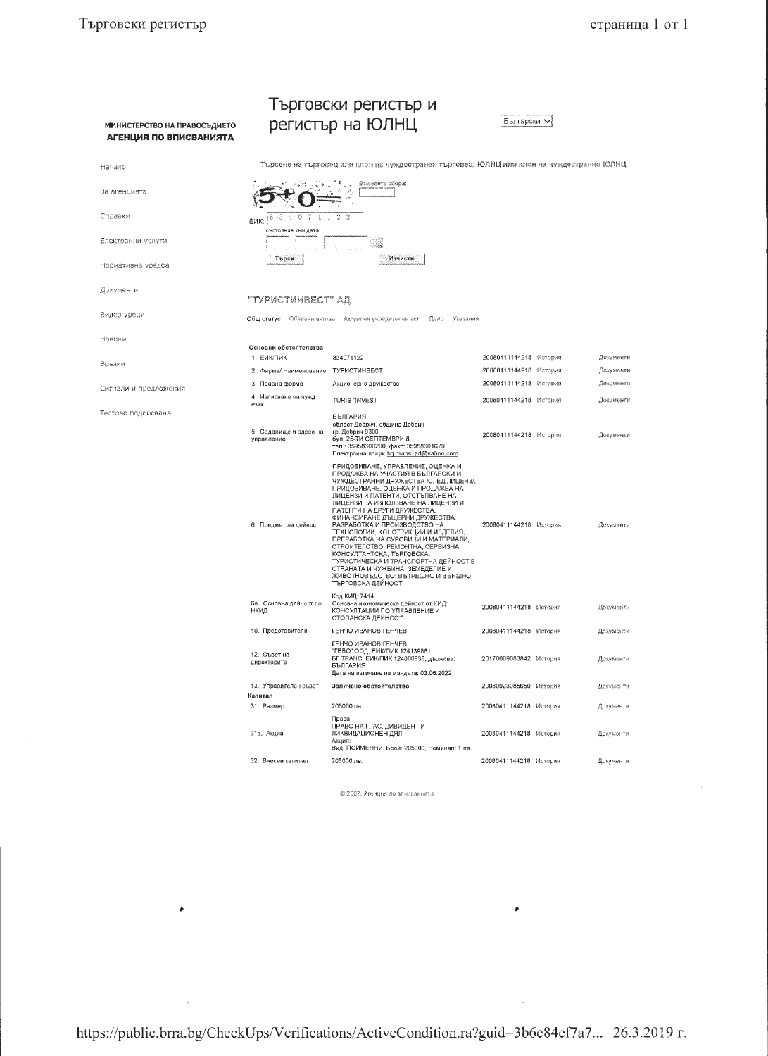**МИНИСТЕРСТВО НА ПРАВОСЪДИЕТО**
**АГЕНЦИЯ ПО ВПИСВАНИЯТА**

# Търговски регистър и регистър на ЮЛНЦ

Български

- Начало
- За агенцията
- Справки
- Електронни услуги
- Нормативна уредба
- Документи
- Видео уроци
- Новини
- Връзки
- Сигнали и предложения
- Тестово подписване

Търсене на търговец или клон на чуждестранен търговец; ЮЛНЦ или клон на чуждестранно ЮЛНЦ

5+0= Въведете сбора:

ЕИК: 834071122

състояние към дата

Търси Изчисти

## "ТУРИСТИНВЕСТ" АД

Общ статус Обявени актове Актуален учредителен акт Дело Указания

**Основни обстоятелства**

| | | | | |
|---|---|---|---|---|
| 1. ЕИК/ПИК | 834071122 | 20080411144218 | История | Документи |
| 2. Фирма/ Наименование | ТУРИСТИНВЕСТ | 20080411144218 | История | Документи |
| 3. Правна форма | Акционерно дружество | 20080411144218 | История | Документи |
| 4. Изписване на чужд език | TURISTINVEST | 20080411144218 | История | Документи |
| 5. Седалище и адрес на управление | БЪЛГАРИЯ<br>област Добрич, община Добрич<br>гр. Добрич 9300<br>бул. 25-ТИ СЕПТЕМВРИ 8<br>тел.: 35958600200, факс: 35958601679<br>Електронна поща: bg_trans_ad@yahoo.com | 20080411144218 | История | Документи |
| 6. Предмет на дейност | ПРИДОБИВАНЕ, УПРАВЛЕНИЕ, ОЦЕНКА И ПРОДАЖБА НА УЧАСТИЯ В БЪЛГАРСКИ И ЧУЖДЕСТРАННИ ДРУЖЕСТВА /СЛЕД ЛИЦЕНЗ/, ПРИДОБИВАНЕ, ОЦЕНКА И ПРОДАЖБА НА ЛИЦЕНЗИ И ПАТЕНТИ, ОТСТЪПВАНЕ НА ЛИЦЕНЗИ ЗА ИЗПОЛЗВАНЕ НА ЛИЦЕНЗИ И ПАТЕНТИ НА ДРУГИ ДРУЖЕСТВА, ФИНАНСИРАНЕ ДЪЩЕРНИ ДРУЖЕСТВА, РАЗРАБОТКА И ПРОИЗВОДСТВО НА ТЕХНОЛОГИИ, КОНСТРУКЦИИ И ИЗДЕЛИЯ, ПРЕРАБОТКА НА СУРОВИНИ И МАТЕРИАЛИ, СТРОИТЕЛСТВО, РЕМОНТНА, СЕРВИЗНА, КОНСУЛТАНТСКА, ТЪРГОВСКА, ТУРИСТИЧЕСКА И ТРАНСПОРТНА ДЕЙНОСТ В СТРАНАТА И ЧУЖБИНА, ЗЕМЕДЕЛИЕ И ЖИВОТНОВЪДСТВО; ВЪТРЕШНО И ВЪНШНО ТЪРГОВСКА ДЕЙНОСТ. | 20080411144218 | История | Документи |
| 6а. Основна дейност по НКИД | Код КИД: 7414<br>Основна икономическа дейност от КИД: КОНСУЛТАЦИИ ПО УПРАВЛЕНИЕ И СТОПАНСКА ДЕЙНОСТ | 20080411144218 | История | Документи |
| 10. Представители | ГЕНЧО ИВАНОВ ГЕНЧЕВ | 20080411144218 | История | Документи |
| 12. Съвет на директорите | ГЕНЧО ИВАНОВ ГЕНЧЕВ<br>"ГЕБО" ООД, ЕИК/ПИК 124139881<br>БГ ТРАНС, ЕИК/ПИК 124000935, държава: БЪЛГАРИЯ<br>Дата на изтичане на мандата: 03.06.2022 | 20170609083842 | История | Документи |
| 13. Управителен съвет | **Заличено обстоятелство** | 20080923085650 | История | Документи |

**Капитал**

| | | | | |
|---|---|---|---|---|
| 31. Размер | 205000 лв. | 20080411144218 | История | Документи |
| 31а. Акции | Права:<br>ПРАВО НА ГЛАС, ДИВИДЕНТ И ЛИКВИДАЦИОНЕН ДЯЛ<br>Акция:<br>Вид: ПОИМЕННИ, Брой: 205000, Номинал: 1 лв. | 20080411144218 | История | Документи |
| 32. Внесен капитал | 205000 лв. | 20080411144218 | История | Документи |

© 2007, Агенция по вписванията

https://public.brra.bg/CheckUps/Verifications/ActiveCondition.ra?guid=3b6e84ef7a7... 26.3.2019 г.